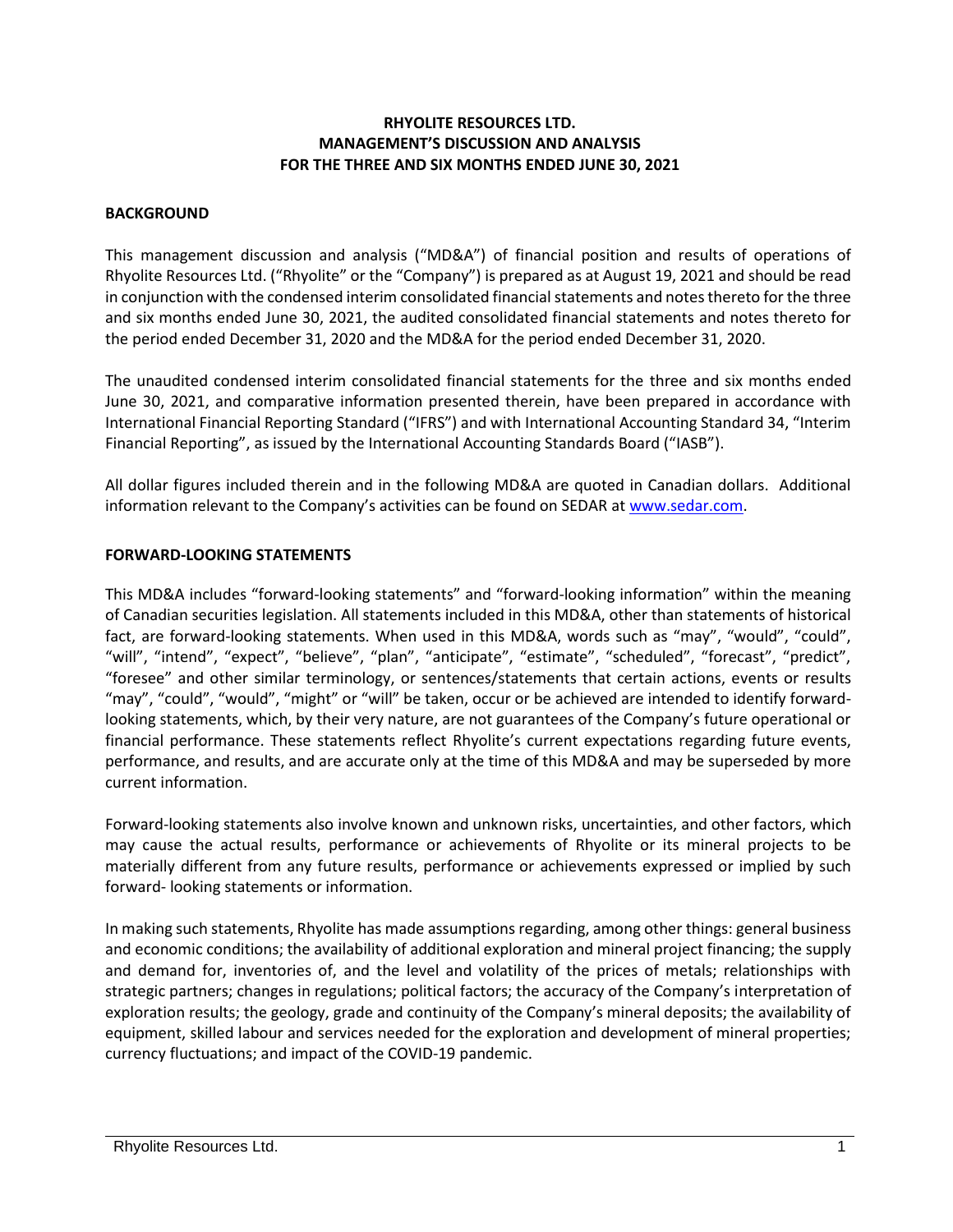# RHYOLITE RESOURCES LTD.
# MANAGEMENT'S DISCUSSION AND ANALYSIS
# FOR THE THREE AND SIX MONTHS ENDED JUNE 30, 2021

## BACKGROUND

This management discussion and analysis ("MD&A") of financial position and results of operations of Rhyolite Resources Ltd. ("Rhyolite" or the "Company") is prepared as at August 19, 2021 and should be read in conjunction with the condensed interim consolidated financial statements and notes thereto for the three and six months ended June 30, 2021, the audited consolidated financial statements and notes thereto for the period ended December 31, 2020 and the MD&A for the period ended December 31, 2020.

The unaudited condensed interim consolidated financial statements for the three and six months ended June 30, 2021, and comparative information presented therein, have been prepared in accordance with International Financial Reporting Standard ("IFRS") and with International Accounting Standard 34, "Interim Financial Reporting", as issued by the International Accounting Standards Board ("IASB").

All dollar figures included therein and in the following MD&A are quoted in Canadian dollars. Additional information relevant to the Company's activities can be found on SEDAR at www.sedar.com.

## FORWARD-LOOKING STATEMENTS

This MD&A includes "forward-looking statements" and "forward-looking information" within the meaning of Canadian securities legislation. All statements included in this MD&A, other than statements of historical fact, are forward-looking statements. When used in this MD&A, words such as "may", "would", "could", "will", "intend", "expect", "believe", "plan", "anticipate", "estimate", "scheduled", "forecast", "predict", "foresee" and other similar terminology, or sentences/statements that certain actions, events or results "may", "could", "would", "might" or "will" be taken, occur or be achieved are intended to identify forward-looking statements, which, by their very nature, are not guarantees of the Company's future operational or financial performance. These statements reflect Rhyolite's current expectations regarding future events, performance, and results, and are accurate only at the time of this MD&A and may be superseded by more current information.

Forward-looking statements also involve known and unknown risks, uncertainties, and other factors, which may cause the actual results, performance or achievements of Rhyolite or its mineral projects to be materially different from any future results, performance or achievements expressed or implied by such forward- looking statements or information.

In making such statements, Rhyolite has made assumptions regarding, among other things: general business and economic conditions; the availability of additional exploration and mineral project financing; the supply and demand for, inventories of, and the level and volatility of the prices of metals; relationships with strategic partners; changes in regulations; political factors; the accuracy of the Company's interpretation of exploration results; the geology, grade and continuity of the Company's mineral deposits; the availability of equipment, skilled labour and services needed for the exploration and development of mineral properties; currency fluctuations; and impact of the COVID-19 pandemic.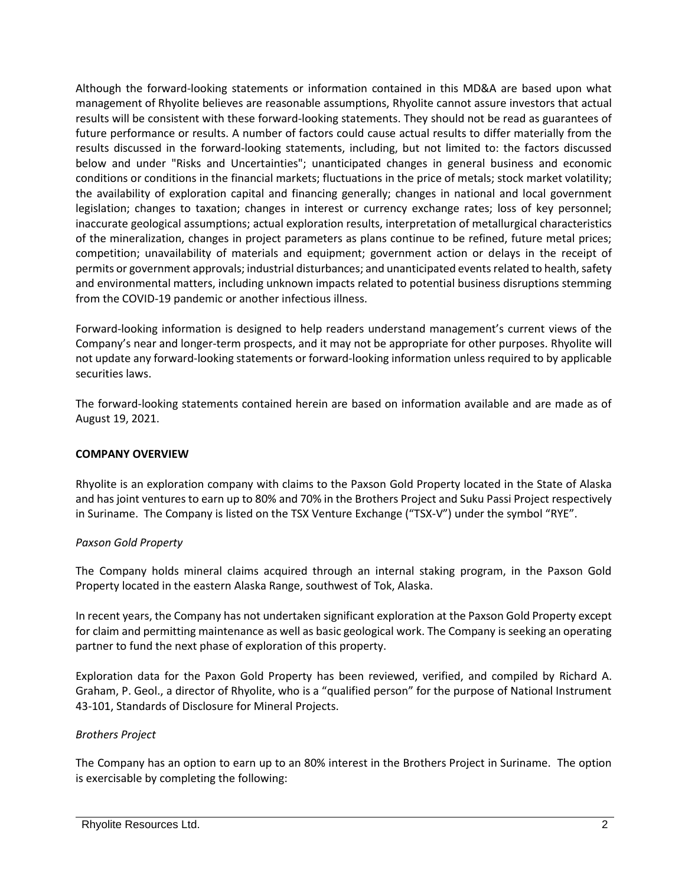Although the forward-looking statements or information contained in this MD&A are based upon what management of Rhyolite believes are reasonable assumptions, Rhyolite cannot assure investors that actual results will be consistent with these forward-looking statements. They should not be read as guarantees of future performance or results. A number of factors could cause actual results to differ materially from the results discussed in the forward-looking statements, including, but not limited to: the factors discussed below and under "Risks and Uncertainties"; unanticipated changes in general business and economic conditions or conditions in the financial markets; fluctuations in the price of metals; stock market volatility; the availability of exploration capital and financing generally; changes in national and local government legislation; changes to taxation; changes in interest or currency exchange rates; loss of key personnel; inaccurate geological assumptions; actual exploration results, interpretation of metallurgical characteristics of the mineralization, changes in project parameters as plans continue to be refined, future metal prices; competition; unavailability of materials and equipment; government action or delays in the receipt of permits or government approvals; industrial disturbances; and unanticipated events related to health, safety and environmental matters, including unknown impacts related to potential business disruptions stemming from the COVID-19 pandemic or another infectious illness.

Forward-looking information is designed to help readers understand management's current views of the Company's near and longer-term prospects, and it may not be appropriate for other purposes. Rhyolite will not update any forward-looking statements or forward-looking information unless required to by applicable securities laws.

The forward-looking statements contained herein are based on information available and are made as of August 19, 2021.

## COMPANY OVERVIEW

Rhyolite is an exploration company with claims to the Paxson Gold Property located in the State of Alaska and has joint ventures to earn up to 80% and 70% in the Brothers Project and Suku Passi Project respectively in Suriname. The Company is listed on the TSX Venture Exchange ("TSX-V") under the symbol "RYE".

### *Paxson Gold Property*

The Company holds mineral claims acquired through an internal staking program, in the Paxson Gold Property located in the eastern Alaska Range, southwest of Tok, Alaska.

In recent years, the Company has not undertaken significant exploration at the Paxson Gold Property except for claim and permitting maintenance as well as basic geological work. The Company is seeking an operating partner to fund the next phase of exploration of this property.

Exploration data for the Paxon Gold Property has been reviewed, verified, and compiled by Richard A. Graham, P. Geol., a director of Rhyolite, who is a "qualified person" for the purpose of National Instrument 43-101, Standards of Disclosure for Mineral Projects.

### *Brothers Project*

The Company has an option to earn up to an 80% interest in the Brothers Project in Suriname. The option is exercisable by completing the following: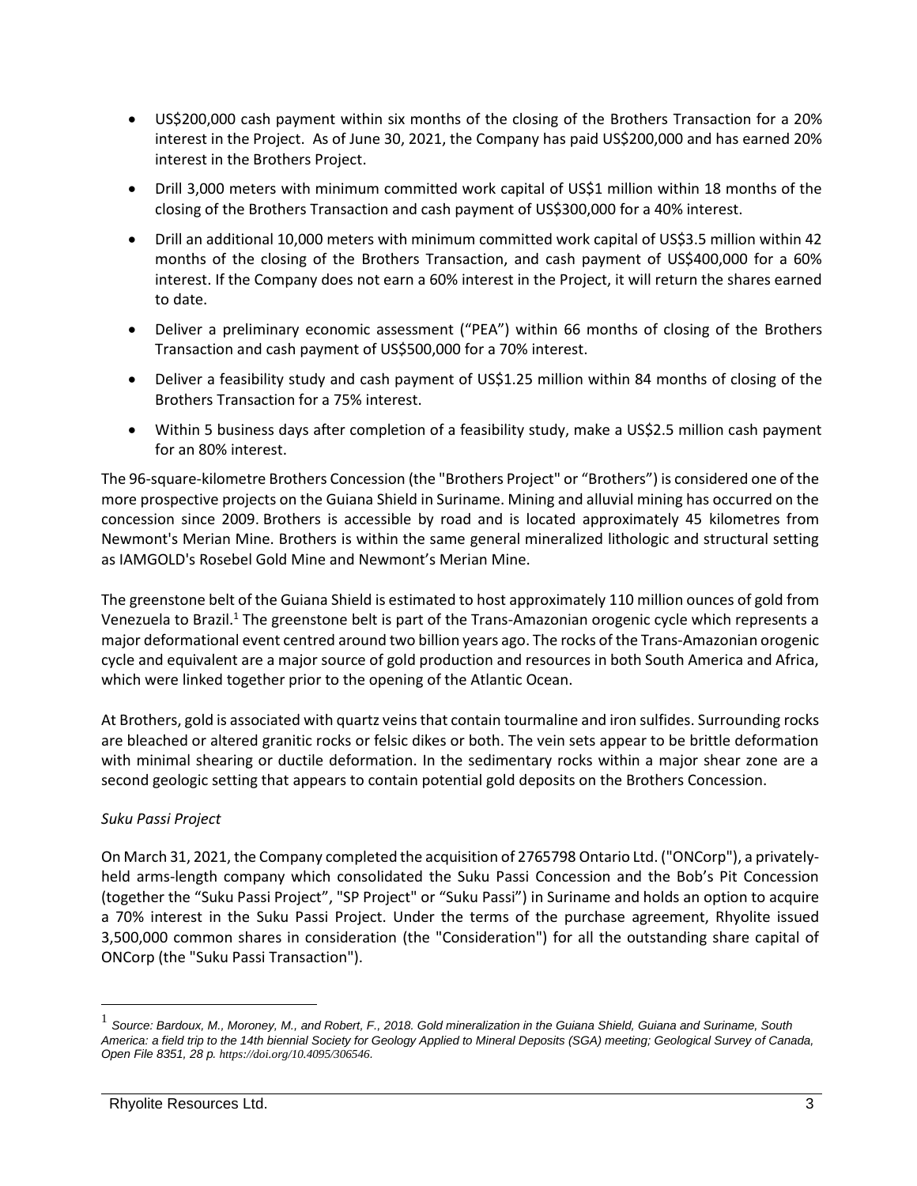- US$200,000 cash payment within six months of the closing of the Brothers Transaction for a 20% interest in the Project. As of June 30, 2021, the Company has paid US$200,000 and has earned 20% interest in the Brothers Project.
- Drill 3,000 meters with minimum committed work capital of US$1 million within 18 months of the closing of the Brothers Transaction and cash payment of US$300,000 for a 40% interest.
- Drill an additional 10,000 meters with minimum committed work capital of US$3.5 million within 42 months of the closing of the Brothers Transaction, and cash payment of US$400,000 for a 60% interest. If the Company does not earn a 60% interest in the Project, it will return the shares earned to date.
- Deliver a preliminary economic assessment ("PEA") within 66 months of closing of the Brothers Transaction and cash payment of US$500,000 for a 70% interest.
- Deliver a feasibility study and cash payment of US$1.25 million within 84 months of closing of the Brothers Transaction for a 75% interest.
- Within 5 business days after completion of a feasibility study, make a US$2.5 million cash payment for an 80% interest.

The 96-square-kilometre Brothers Concession (the "Brothers Project" or "Brothers") is considered one of the more prospective projects on the Guiana Shield in Suriname. Mining and alluvial mining has occurred on the concession since 2009. Brothers is accessible by road and is located approximately 45 kilometres from Newmont's Merian Mine. Brothers is within the same general mineralized lithologic and structural setting as IAMGOLD's Rosebel Gold Mine and Newmont's Merian Mine.

The greenstone belt of the Guiana Shield is estimated to host approximately 110 million ounces of gold from Venezuela to Brazil.[1] The greenstone belt is part of the Trans-Amazonian orogenic cycle which represents a major deformational event centred around two billion years ago. The rocks of the Trans-Amazonian orogenic cycle and equivalent are a major source of gold production and resources in both South America and Africa, which were linked together prior to the opening of the Atlantic Ocean.

At Brothers, gold is associated with quartz veins that contain tourmaline and iron sulfides. Surrounding rocks are bleached or altered granitic rocks or felsic dikes or both. The vein sets appear to be brittle deformation with minimal shearing or ductile deformation. In the sedimentary rocks within a major shear zone are a second geologic setting that appears to contain potential gold deposits on the Brothers Concession.

*Suku Passi Project*

On March 31, 2021, the Company completed the acquisition of 2765798 Ontario Ltd. ("ONCorp"), a privately-held arms-length company which consolidated the Suku Passi Concession and the Bob's Pit Concession (together the "Suku Passi Project", "SP Project" or "Suku Passi") in Suriname and holds an option to acquire a 70% interest in the Suku Passi Project. Under the terms of the purchase agreement, Rhyolite issued 3,500,000 common shares in consideration (the "Consideration") for all the outstanding share capital of ONCorp (the "Suku Passi Transaction").

---

[1] *Source: Bardoux, M., Moroney, M., and Robert, F., 2018. Gold mineralization in the Guiana Shield, Guiana and Suriname, South America: a field trip to the 14th biennial Society for Geology Applied to Mineral Deposits (SGA) meeting; Geological Survey of Canada, Open File 8351, 28 p. https://doi.org/10.4095/306546.*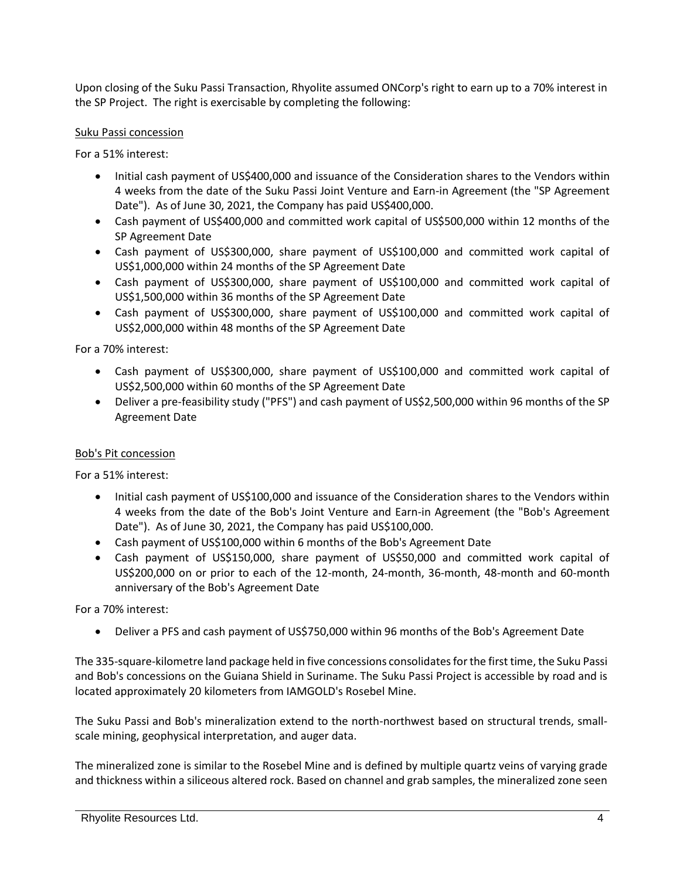Upon closing of the Suku Passi Transaction, Rhyolite assumed ONCorp's right to earn up to a 70% interest in the SP Project. The right is exercisable by completing the following:

Suku Passi concession

For a 51% interest:

- Initial cash payment of US$400,000 and issuance of the Consideration shares to the Vendors within 4 weeks from the date of the Suku Passi Joint Venture and Earn-in Agreement (the "SP Agreement Date"). As of June 30, 2021, the Company has paid US$400,000.
- Cash payment of US$400,000 and committed work capital of US$500,000 within 12 months of the SP Agreement Date
- Cash payment of US$300,000, share payment of US$100,000 and committed work capital of US$1,000,000 within 24 months of the SP Agreement Date
- Cash payment of US$300,000, share payment of US$100,000 and committed work capital of US$1,500,000 within 36 months of the SP Agreement Date
- Cash payment of US$300,000, share payment of US$100,000 and committed work capital of US$2,000,000 within 48 months of the SP Agreement Date

For a 70% interest:

- Cash payment of US$300,000, share payment of US$100,000 and committed work capital of US$2,500,000 within 60 months of the SP Agreement Date
- Deliver a pre-feasibility study ("PFS") and cash payment of US$2,500,000 within 96 months of the SP Agreement Date

Bob's Pit concession

For a 51% interest:

- Initial cash payment of US$100,000 and issuance of the Consideration shares to the Vendors within 4 weeks from the date of the Bob's Joint Venture and Earn-in Agreement (the "Bob's Agreement Date"). As of June 30, 2021, the Company has paid US$100,000.
- Cash payment of US$100,000 within 6 months of the Bob's Agreement Date
- Cash payment of US$150,000, share payment of US$50,000 and committed work capital of US$200,000 on or prior to each of the 12-month, 24-month, 36-month, 48-month and 60-month anniversary of the Bob's Agreement Date

For a 70% interest:

- Deliver a PFS and cash payment of US$750,000 within 96 months of the Bob's Agreement Date

The 335-square-kilometre land package held in five concessions consolidates for the first time, the Suku Passi and Bob's concessions on the Guiana Shield in Suriname. The Suku Passi Project is accessible by road and is located approximately 20 kilometers from IAMGOLD's Rosebel Mine.

The Suku Passi and Bob's mineralization extend to the north-northwest based on structural trends, small-scale mining, geophysical interpretation, and auger data.

The mineralized zone is similar to the Rosebel Mine and is defined by multiple quartz veins of varying grade and thickness within a siliceous altered rock. Based on channel and grab samples, the mineralized zone seen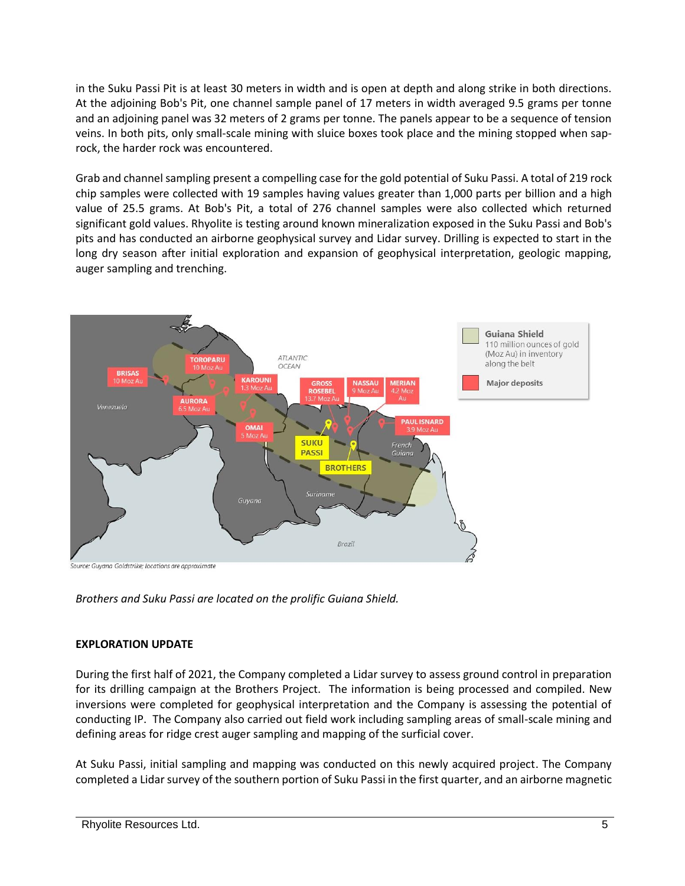in the Suku Passi Pit is at least 30 meters in width and is open at depth and along strike in both directions. At the adjoining Bob's Pit, one channel sample panel of 17 meters in width averaged 9.5 grams per tonne and an adjoining panel was 32 meters of 2 grams per tonne. The panels appear to be a sequence of tension veins. In both pits, only small-scale mining with sluice boxes took place and the mining stopped when sap-rock, the harder rock was encountered.

Grab and channel sampling present a compelling case for the gold potential of Suku Passi. A total of 219 rock chip samples were collected with 19 samples having values greater than 1,000 parts per billion and a high value of 25.5 grams. At Bob's Pit, a total of 276 channel samples were also collected which returned significant gold values. Rhyolite is testing around known mineralization exposed in the Suku Passi and Bob's pits and has conducted an airborne geophysical survey and Lidar survey. Drilling is expected to start in the long dry season after initial exploration and expansion of geophysical interpretation, geologic mapping, auger sampling and trenching.

Source: Guyana Goldstrike; locations are approximate

*Brothers and Suku Passi are located on the prolific Guiana Shield.*

**EXPLORATION UPDATE**

During the first half of 2021, the Company completed a Lidar survey to assess ground control in preparation for its drilling campaign at the Brothers Project. The information is being processed and compiled. New inversions were completed for geophysical interpretation and the Company is assessing the potential of conducting IP. The Company also carried out field work including sampling areas of small-scale mining and defining areas for ridge crest auger sampling and mapping of the surficial cover.

At Suku Passi, initial sampling and mapping was conducted on this newly acquired project. The Company completed a Lidar survey of the southern portion of Suku Passi in the first quarter, and an airborne magnetic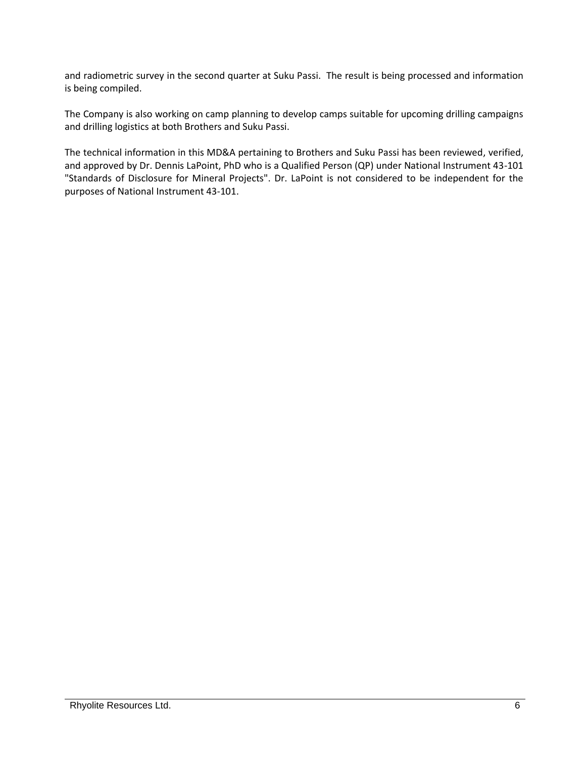and radiometric survey in the second quarter at Suku Passi. The result is being processed and information is being compiled.

The Company is also working on camp planning to develop camps suitable for upcoming drilling campaigns and drilling logistics at both Brothers and Suku Passi.

The technical information in this MD&A pertaining to Brothers and Suku Passi has been reviewed, verified, and approved by Dr. Dennis LaPoint, PhD who is a Qualified Person (QP) under National Instrument 43-101 "Standards of Disclosure for Mineral Projects". Dr. LaPoint is not considered to be independent for the purposes of National Instrument 43-101.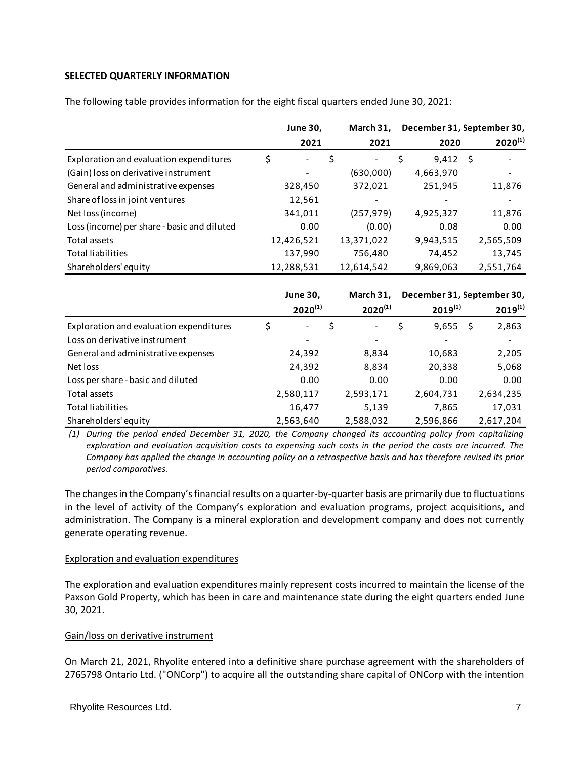**SELECTED QUARTERLY INFORMATION**

The following table provides information for the eight fiscal quarters ended June 30, 2021:

| | June 30, 2021 | March 31, 2021 | December 31, 2020 | September 30, 2020[(1)] |
|---|---|---|---|---|
| Exploration and evaluation expenditures | $ - | $ - | $ 9,412 | $ - |
| (Gain) loss on derivative instrument | - | (630,000) | 4,663,970 | - |
| General and administrative expenses | 328,450 | 372,021 | 251,945 | 11,876 |
| Share of loss in joint ventures | 12,561 | - | - | - |
| Net loss (income) | 341,011 | (257,979) | 4,925,327 | 11,876 |
| Loss (income) per share - basic and diluted | 0.00 | (0.00) | 0.08 | 0.00 |
| Total assets | 12,426,521 | 13,371,022 | 9,943,515 | 2,565,509 |
| Total liabilities | 137,990 | 756,480 | 74,452 | 13,745 |
| Shareholders' equity | 12,288,531 | 12,614,542 | 9,869,063 | 2,551,764 |

| | June 30, 2020[(1)] | March 31, 2020[(1)] | December 31, 2019[(1)] | September 30, 2019[(1)] |
|---|---|---|---|---|
| Exploration and evaluation expenditures | $ - | $ - | $ 9,655 | $ 2,863 |
| Loss on derivative instrument | - | - | - | - |
| General and administrative expenses | 24,392 | 8,834 | 10,683 | 2,205 |
| Net loss | 24,392 | 8,834 | 20,338 | 5,068 |
| Loss per share - basic and diluted | 0.00 | 0.00 | 0.00 | 0.00 |
| Total assets | 2,580,117 | 2,593,171 | 2,604,731 | 2,634,235 |
| Total liabilities | 16,477 | 5,139 | 7,865 | 17,031 |
| Shareholders' equity | 2,563,640 | 2,588,032 | 2,596,866 | 2,617,204 |

*(1) During the period ended December 31, 2020, the Company changed its accounting policy from capitalizing exploration and evaluation acquisition costs to expensing such costs in the period the costs are incurred. The Company has applied the change in accounting policy on a retrospective basis and has therefore revised its prior period comparatives.*

The changes in the Company's financial results on a quarter-by-quarter basis are primarily due to fluctuations in the level of activity of the Company's exploration and evaluation programs, project acquisitions, and administration. The Company is a mineral exploration and development company and does not currently generate operating revenue.

Exploration and evaluation expenditures

The exploration and evaluation expenditures mainly represent costs incurred to maintain the license of the Paxson Gold Property, which has been in care and maintenance state during the eight quarters ended June 30, 2021.

Gain/loss on derivative instrument

On March 21, 2021, Rhyolite entered into a definitive share purchase agreement with the shareholders of 2765798 Ontario Ltd. ("ONCorp") to acquire all the outstanding share capital of ONCorp with the intention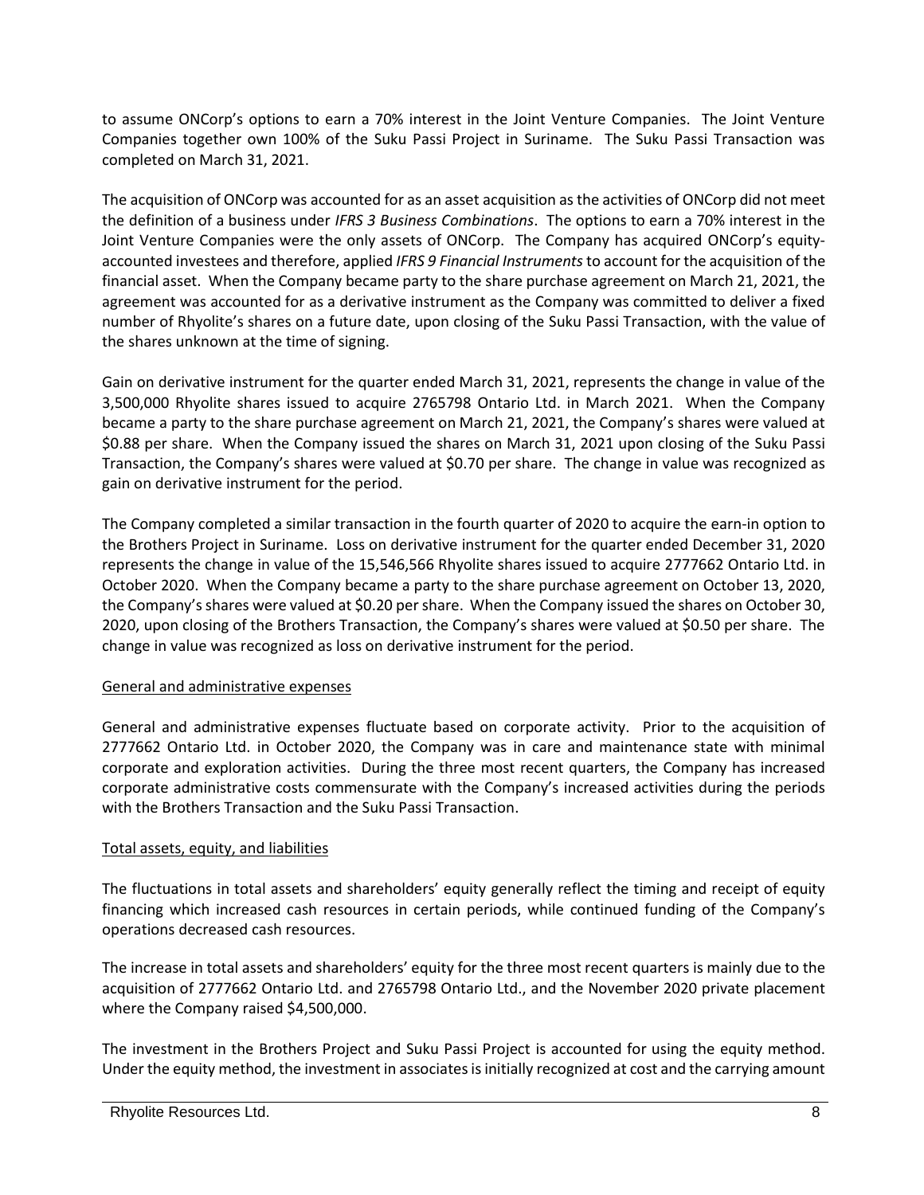to assume ONCorp's options to earn a 70% interest in the Joint Venture Companies. The Joint Venture Companies together own 100% of the Suku Passi Project in Suriname. The Suku Passi Transaction was completed on March 31, 2021.

The acquisition of ONCorp was accounted for as an asset acquisition as the activities of ONCorp did not meet the definition of a business under *IFRS 3 Business Combinations*. The options to earn a 70% interest in the Joint Venture Companies were the only assets of ONCorp. The Company has acquired ONCorp's equity-accounted investees and therefore, applied *IFRS 9 Financial Instruments* to account for the acquisition of the financial asset. When the Company became party to the share purchase agreement on March 21, 2021, the agreement was accounted for as a derivative instrument as the Company was committed to deliver a fixed number of Rhyolite's shares on a future date, upon closing of the Suku Passi Transaction, with the value of the shares unknown at the time of signing.

Gain on derivative instrument for the quarter ended March 31, 2021, represents the change in value of the 3,500,000 Rhyolite shares issued to acquire 2765798 Ontario Ltd. in March 2021. When the Company became a party to the share purchase agreement on March 21, 2021, the Company's shares were valued at $0.88 per share. When the Company issued the shares on March 31, 2021 upon closing of the Suku Passi Transaction, the Company's shares were valued at $0.70 per share. The change in value was recognized as gain on derivative instrument for the period.

The Company completed a similar transaction in the fourth quarter of 2020 to acquire the earn-in option to the Brothers Project in Suriname. Loss on derivative instrument for the quarter ended December 31, 2020 represents the change in value of the 15,546,566 Rhyolite shares issued to acquire 2777662 Ontario Ltd. in October 2020. When the Company became a party to the share purchase agreement on October 13, 2020, the Company's shares were valued at $0.20 per share. When the Company issued the shares on October 30, 2020, upon closing of the Brothers Transaction, the Company's shares were valued at $0.50 per share. The change in value was recognized as loss on derivative instrument for the period.

General and administrative expenses

General and administrative expenses fluctuate based on corporate activity. Prior to the acquisition of 2777662 Ontario Ltd. in October 2020, the Company was in care and maintenance state with minimal corporate and exploration activities. During the three most recent quarters, the Company has increased corporate administrative costs commensurate with the Company's increased activities during the periods with the Brothers Transaction and the Suku Passi Transaction.

Total assets, equity, and liabilities

The fluctuations in total assets and shareholders' equity generally reflect the timing and receipt of equity financing which increased cash resources in certain periods, while continued funding of the Company's operations decreased cash resources.

The increase in total assets and shareholders' equity for the three most recent quarters is mainly due to the acquisition of 2777662 Ontario Ltd. and 2765798 Ontario Ltd., and the November 2020 private placement where the Company raised $4,500,000.

The investment in the Brothers Project and Suku Passi Project is accounted for using the equity method. Under the equity method, the investment in associates is initially recognized at cost and the carrying amount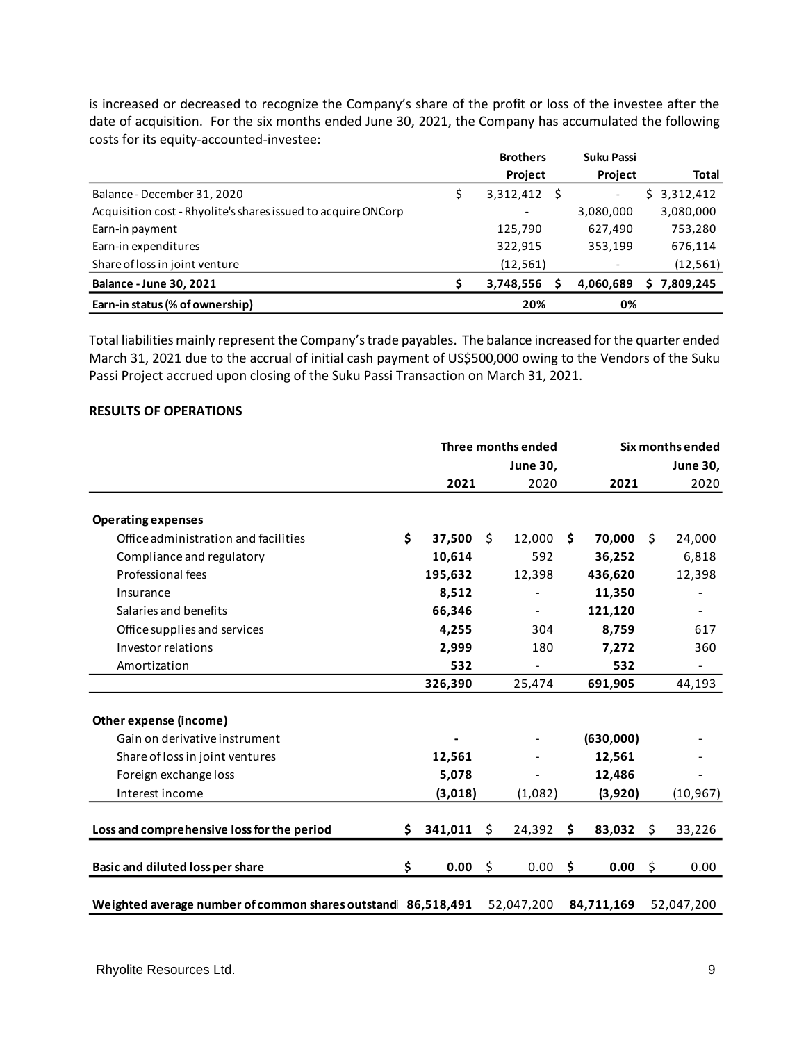is increased or decreased to recognize the Company's share of the profit or loss of the investee after the date of acquisition. For the six months ended June 30, 2021, the Company has accumulated the following costs for its equity-accounted-investee:

| | Brothers Project | Suku Passi Project | Total |
|---|---|---|---|
| Balance - December 31, 2020 | $ 3,312,412 | $ - | $ 3,312,412 |
| Acquisition cost - Rhyolite's shares issued to acquire ONCorp | - | 3,080,000 | 3,080,000 |
| Earn-in payment | 125,790 | 627,490 | 753,280 |
| Earn-in expenditures | 322,915 | 353,199 | 676,114 |
| Share of loss in joint venture | (12,561) | - | (12,561) |
| **Balance - June 30, 2021** | **$ 3,748,556** | **$ 4,060,689** | **$ 7,809,245** |
| **Earn-in status (% of ownership)** | **20%** | **0%** | |

Total liabilities mainly represent the Company's trade payables. The balance increased for the quarter ended March 31, 2021 due to the accrual of initial cash payment of US$500,000 owing to the Vendors of the Suku Passi Project accrued upon closing of the Suku Passi Transaction on March 31, 2021.

## RESULTS OF OPERATIONS

| | Three months ended June 30, | | Six months ended June 30, | |
|---|---|---|---|---|
| | **2021** | 2020 | **2021** | 2020 |
| **Operating expenses** | | | | |
| Office administration and facilities | **$ 37,500** | $ 12,000 | **$ 70,000** | $ 24,000 |
| Compliance and regulatory | **10,614** | 592 | **36,252** | 6,818 |
| Professional fees | **195,632** | 12,398 | **436,620** | 12,398 |
| Insurance | **8,512** | - | **11,350** | - |
| Salaries and benefits | **66,346** | - | **121,120** | - |
| Office supplies and services | **4,255** | 304 | **8,759** | 617 |
| Investor relations | **2,999** | 180 | **7,272** | 360 |
| Amortization | **532** | - | **532** | - |
| | **326,390** | 25,474 | **691,905** | 44,193 |
| **Other expense (income)** | | | | |
| Gain on derivative instrument | **-** | - | **(630,000)** | - |
| Share of loss in joint ventures | **12,561** | - | **12,561** | - |
| Foreign exchange loss | **5,078** | - | **12,486** | - |
| Interest income | **(3,018)** | (1,082) | **(3,920)** | (10,967) |
| **Loss and comprehensive loss for the period** | **$ 341,011** | $ 24,392 | **$ 83,032** | $ 33,226 |
| **Basic and diluted loss per share** | **$ 0.00** | $ 0.00 | **$ 0.00** | $ 0.00 |
| **Weighted average number of common shares outstand** | **86,518,491** | 52,047,200 | **84,711,169** | 52,047,200 |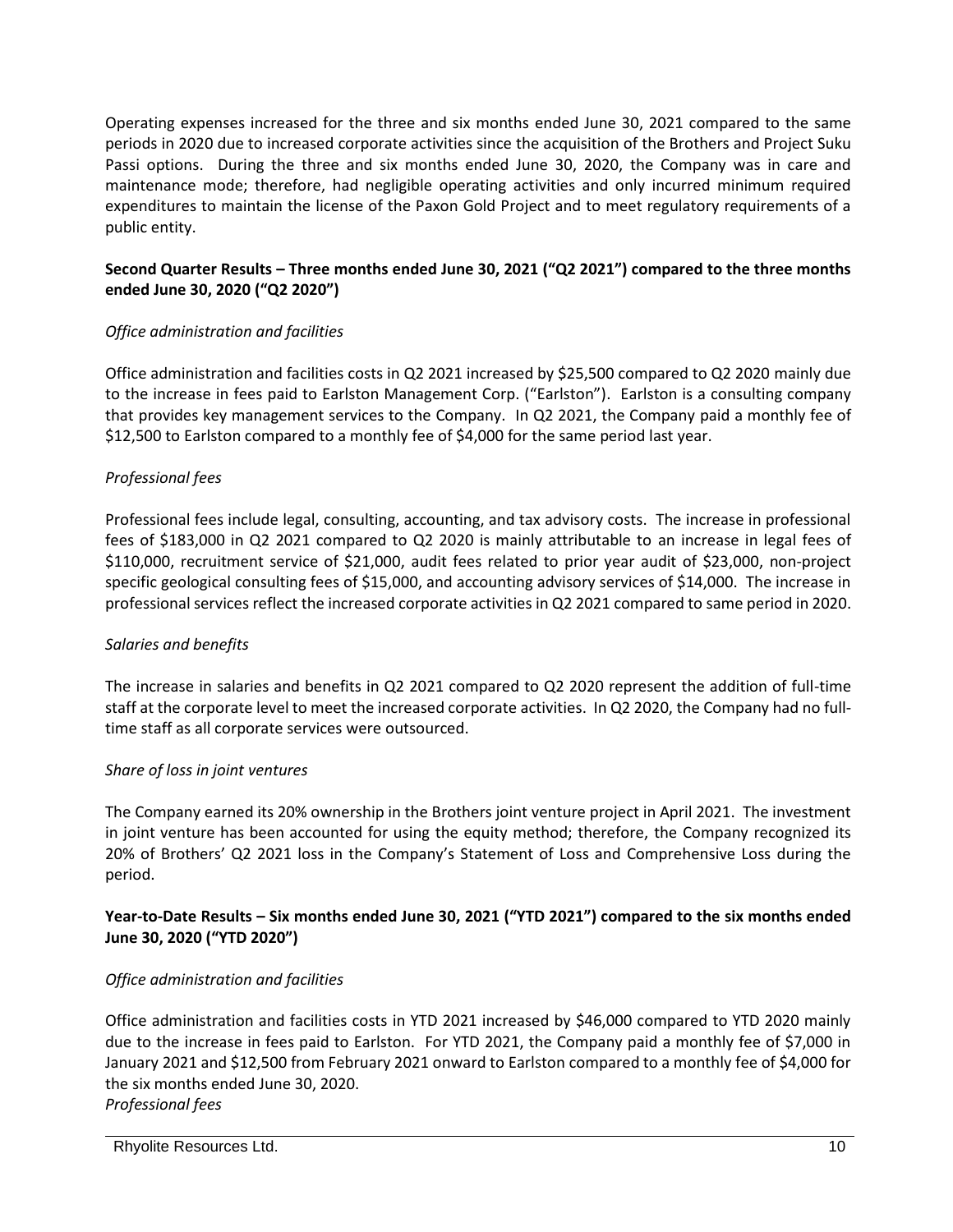Operating expenses increased for the three and six months ended June 30, 2021 compared to the same periods in 2020 due to increased corporate activities since the acquisition of the Brothers and Project Suku Passi options. During the three and six months ended June 30, 2020, the Company was in care and maintenance mode; therefore, had negligible operating activities and only incurred minimum required expenditures to maintain the license of the Paxon Gold Project and to meet regulatory requirements of a public entity.

**Second Quarter Results – Three months ended June 30, 2021 ("Q2 2021") compared to the three months ended June 30, 2020 ("Q2 2020")**

*Office administration and facilities*

Office administration and facilities costs in Q2 2021 increased by $25,500 compared to Q2 2020 mainly due to the increase in fees paid to Earlston Management Corp. ("Earlston"). Earlston is a consulting company that provides key management services to the Company. In Q2 2021, the Company paid a monthly fee of $12,500 to Earlston compared to a monthly fee of $4,000 for the same period last year.

*Professional fees*

Professional fees include legal, consulting, accounting, and tax advisory costs. The increase in professional fees of $183,000 in Q2 2021 compared to Q2 2020 is mainly attributable to an increase in legal fees of $110,000, recruitment service of $21,000, audit fees related to prior year audit of $23,000, non-project specific geological consulting fees of $15,000, and accounting advisory services of $14,000. The increase in professional services reflect the increased corporate activities in Q2 2021 compared to same period in 2020.

*Salaries and benefits*

The increase in salaries and benefits in Q2 2021 compared to Q2 2020 represent the addition of full-time staff at the corporate level to meet the increased corporate activities. In Q2 2020, the Company had no full-time staff as all corporate services were outsourced.

*Share of loss in joint ventures*

The Company earned its 20% ownership in the Brothers joint venture project in April 2021. The investment in joint venture has been accounted for using the equity method; therefore, the Company recognized its 20% of Brothers' Q2 2021 loss in the Company's Statement of Loss and Comprehensive Loss during the period.

**Year-to-Date Results – Six months ended June 30, 2021 ("YTD 2021") compared to the six months ended June 30, 2020 ("YTD 2020")**

*Office administration and facilities*

Office administration and facilities costs in YTD 2021 increased by $46,000 compared to YTD 2020 mainly due to the increase in fees paid to Earlston. For YTD 2021, the Company paid a monthly fee of $7,000 in January 2021 and $12,500 from February 2021 onward to Earlston compared to a monthly fee of $4,000 for the six months ended June 30, 2020.

*Professional fees*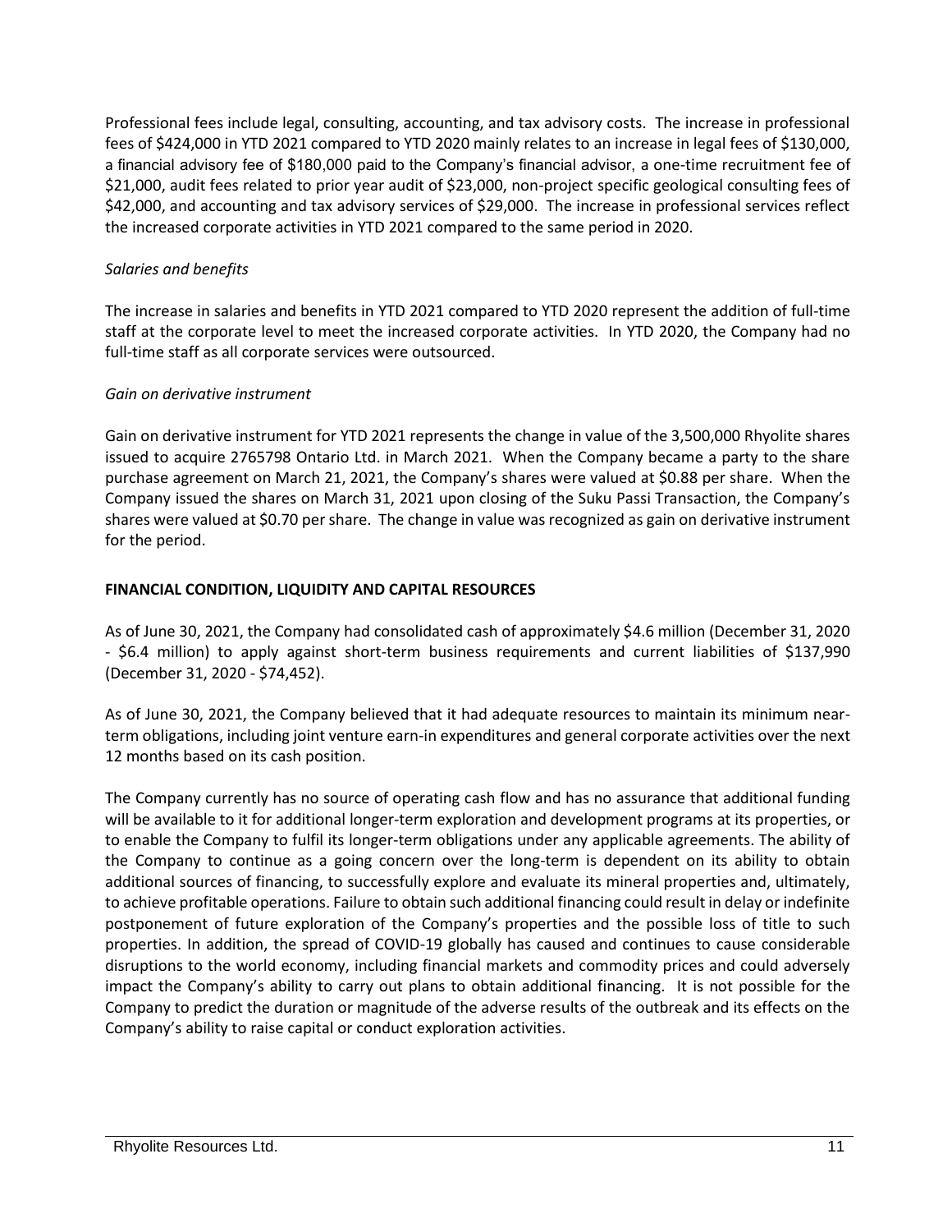Professional fees include legal, consulting, accounting, and tax advisory costs. The increase in professional fees of $424,000 in YTD 2021 compared to YTD 2020 mainly relates to an increase in legal fees of $130,000, a financial advisory fee of $180,000 paid to the Company's financial advisor, a one-time recruitment fee of $21,000, audit fees related to prior year audit of $23,000, non-project specific geological consulting fees of $42,000, and accounting and tax advisory services of $29,000. The increase in professional services reflect the increased corporate activities in YTD 2021 compared to the same period in 2020.

*Salaries and benefits*

The increase in salaries and benefits in YTD 2021 compared to YTD 2020 represent the addition of full-time staff at the corporate level to meet the increased corporate activities. In YTD 2020, the Company had no full-time staff as all corporate services were outsourced.

*Gain on derivative instrument*

Gain on derivative instrument for YTD 2021 represents the change in value of the 3,500,000 Rhyolite shares issued to acquire 2765798 Ontario Ltd. in March 2021. When the Company became a party to the share purchase agreement on March 21, 2021, the Company's shares were valued at $0.88 per share. When the Company issued the shares on March 31, 2021 upon closing of the Suku Passi Transaction, the Company's shares were valued at $0.70 per share. The change in value was recognized as gain on derivative instrument for the period.

## FINANCIAL CONDITION, LIQUIDITY AND CAPITAL RESOURCES

As of June 30, 2021, the Company had consolidated cash of approximately $4.6 million (December 31, 2020 - $6.4 million) to apply against short-term business requirements and current liabilities of $137,990 (December 31, 2020 - $74,452).

As of June 30, 2021, the Company believed that it had adequate resources to maintain its minimum near-term obligations, including joint venture earn-in expenditures and general corporate activities over the next 12 months based on its cash position.

The Company currently has no source of operating cash flow and has no assurance that additional funding will be available to it for additional longer-term exploration and development programs at its properties, or to enable the Company to fulfil its longer-term obligations under any applicable agreements. The ability of the Company to continue as a going concern over the long-term is dependent on its ability to obtain additional sources of financing, to successfully explore and evaluate its mineral properties and, ultimately, to achieve profitable operations. Failure to obtain such additional financing could result in delay or indefinite postponement of future exploration of the Company's properties and the possible loss of title to such properties. In addition, the spread of COVID-19 globally has caused and continues to cause considerable disruptions to the world economy, including financial markets and commodity prices and could adversely impact the Company's ability to carry out plans to obtain additional financing. It is not possible for the Company to predict the duration or magnitude of the adverse results of the outbreak and its effects on the Company's ability to raise capital or conduct exploration activities.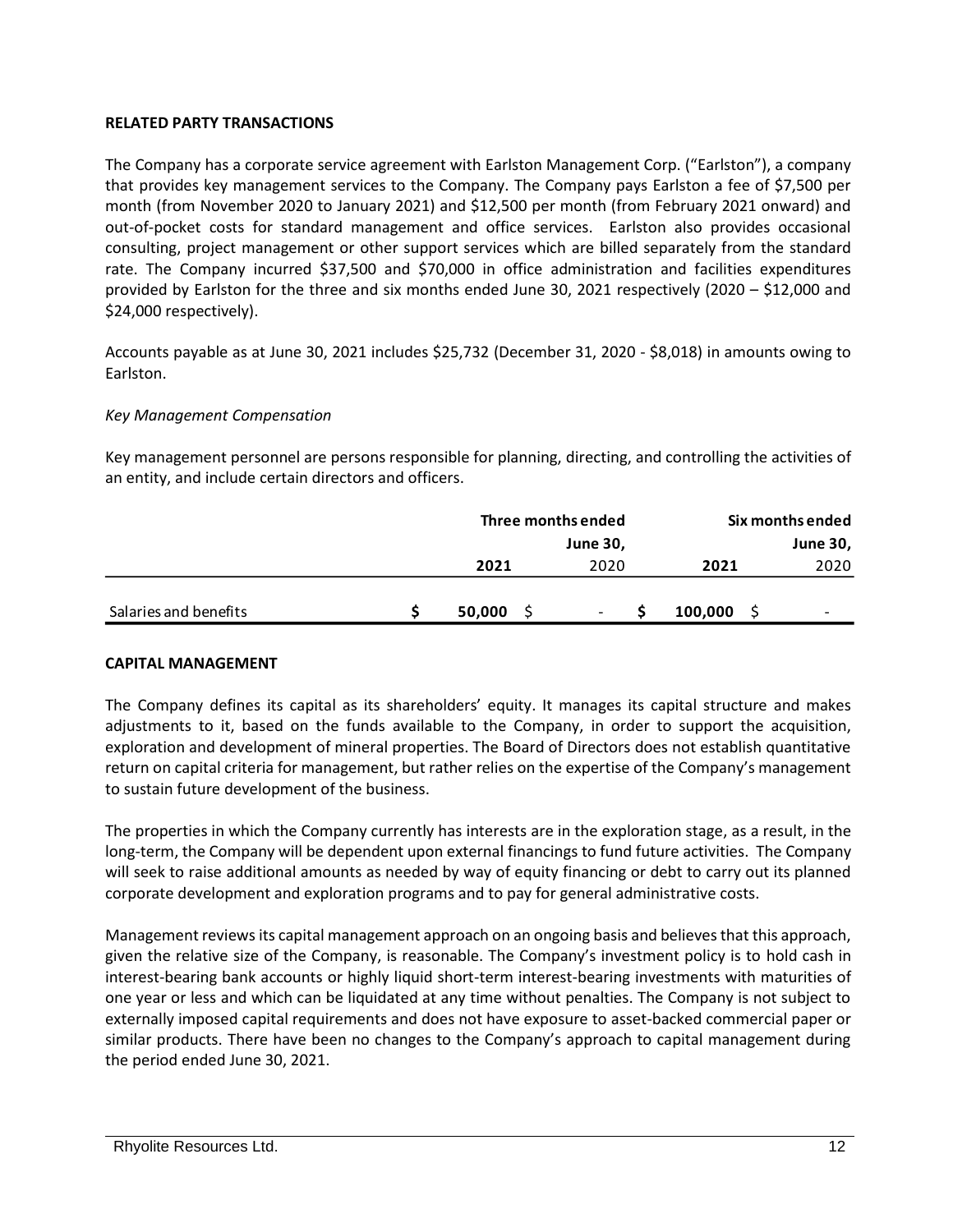## RELATED PARTY TRANSACTIONS

The Company has a corporate service agreement with Earlston Management Corp. ("Earlston"), a company that provides key management services to the Company. The Company pays Earlston a fee of $7,500 per month (from November 2020 to January 2021) and $12,500 per month (from February 2021 onward) and out-of-pocket costs for standard management and office services. Earlston also provides occasional consulting, project management or other support services which are billed separately from the standard rate. The Company incurred $37,500 and $70,000 in office administration and facilities expenditures provided by Earlston for the three and six months ended June 30, 2021 respectively (2020 – $12,000 and $24,000 respectively).

Accounts payable as at June 30, 2021 includes $25,732 (December 31, 2020 - $8,018) in amounts owing to Earlston.

*Key Management Compensation*

Key management personnel are persons responsible for planning, directing, and controlling the activities of an entity, and include certain directors and officers.

| | Three months ended June 30, | | Six months ended June 30, | |
|---|---|---|---|---|
| | **2021** | 2020 | **2021** | 2020 |
| Salaries and benefits | **$ 50,000** | $ - | **$ 100,000** | $ - |

## CAPITAL MANAGEMENT

The Company defines its capital as its shareholders' equity. It manages its capital structure and makes adjustments to it, based on the funds available to the Company, in order to support the acquisition, exploration and development of mineral properties. The Board of Directors does not establish quantitative return on capital criteria for management, but rather relies on the expertise of the Company's management to sustain future development of the business.

The properties in which the Company currently has interests are in the exploration stage, as a result, in the long-term, the Company will be dependent upon external financings to fund future activities. The Company will seek to raise additional amounts as needed by way of equity financing or debt to carry out its planned corporate development and exploration programs and to pay for general administrative costs.

Management reviews its capital management approach on an ongoing basis and believes that this approach, given the relative size of the Company, is reasonable. The Company's investment policy is to hold cash in interest-bearing bank accounts or highly liquid short-term interest-bearing investments with maturities of one year or less and which can be liquidated at any time without penalties. The Company is not subject to externally imposed capital requirements and does not have exposure to asset-backed commercial paper or similar products. There have been no changes to the Company's approach to capital management during the period ended June 30, 2021.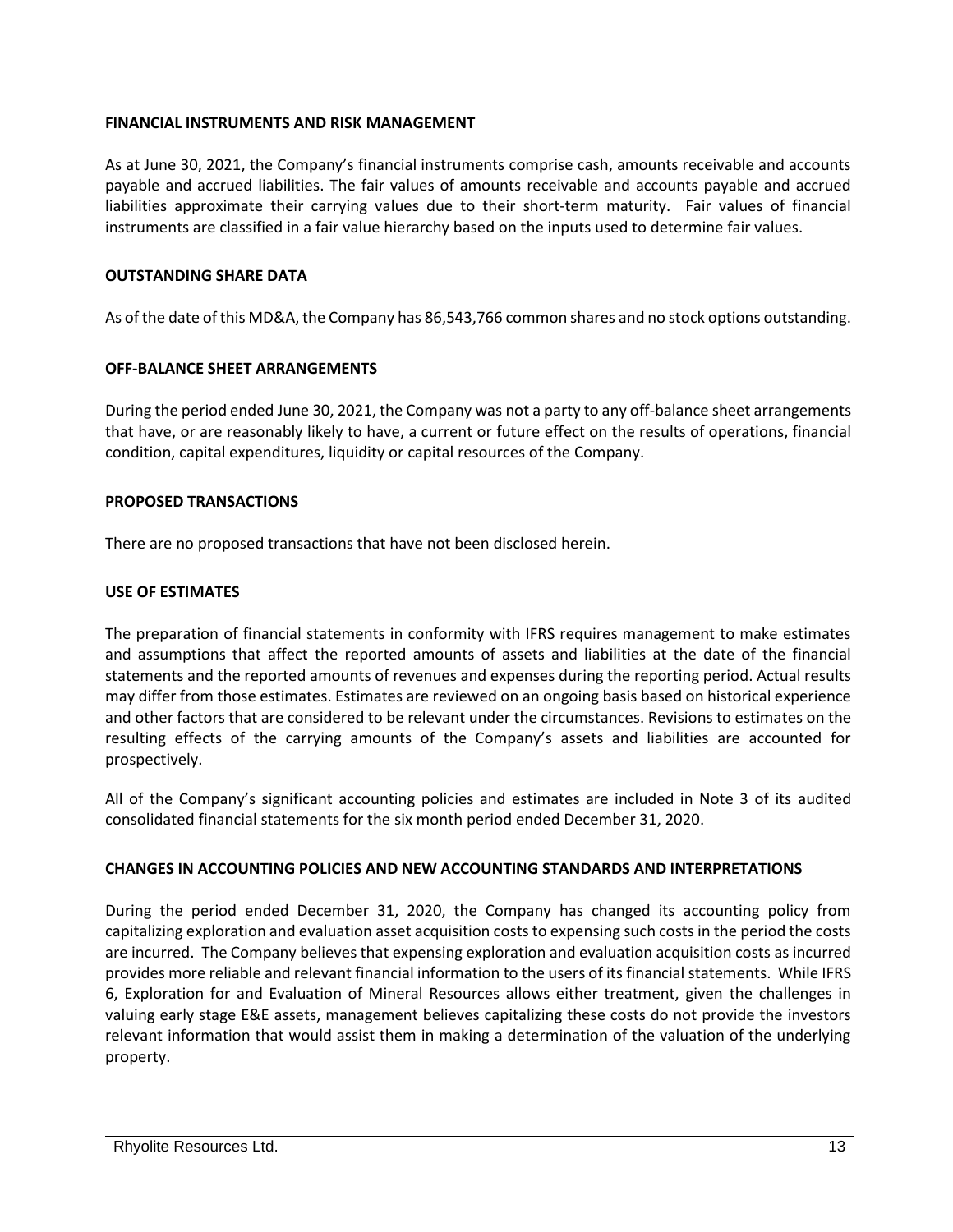## FINANCIAL INSTRUMENTS AND RISK MANAGEMENT

As at June 30, 2021, the Company's financial instruments comprise cash, amounts receivable and accounts payable and accrued liabilities. The fair values of amounts receivable and accounts payable and accrued liabilities approximate their carrying values due to their short-term maturity. Fair values of financial instruments are classified in a fair value hierarchy based on the inputs used to determine fair values.

## OUTSTANDING SHARE DATA

As of the date of this MD&A, the Company has 86,543,766 common shares and no stock options outstanding.

## OFF-BALANCE SHEET ARRANGEMENTS

During the period ended June 30, 2021, the Company was not a party to any off-balance sheet arrangements that have, or are reasonably likely to have, a current or future effect on the results of operations, financial condition, capital expenditures, liquidity or capital resources of the Company.

## PROPOSED TRANSACTIONS

There are no proposed transactions that have not been disclosed herein.

## USE OF ESTIMATES

The preparation of financial statements in conformity with IFRS requires management to make estimates and assumptions that affect the reported amounts of assets and liabilities at the date of the financial statements and the reported amounts of revenues and expenses during the reporting period. Actual results may differ from those estimates. Estimates are reviewed on an ongoing basis based on historical experience and other factors that are considered to be relevant under the circumstances. Revisions to estimates on the resulting effects of the carrying amounts of the Company's assets and liabilities are accounted for prospectively.

All of the Company's significant accounting policies and estimates are included in Note 3 of its audited consolidated financial statements for the six month period ended December 31, 2020.

## CHANGES IN ACCOUNTING POLICIES AND NEW ACCOUNTING STANDARDS AND INTERPRETATIONS

During the period ended December 31, 2020, the Company has changed its accounting policy from capitalizing exploration and evaluation asset acquisition costs to expensing such costs in the period the costs are incurred. The Company believes that expensing exploration and evaluation acquisition costs as incurred provides more reliable and relevant financial information to the users of its financial statements. While IFRS 6, Exploration for and Evaluation of Mineral Resources allows either treatment, given the challenges in valuing early stage E&E assets, management believes capitalizing these costs do not provide the investors relevant information that would assist them in making a determination of the valuation of the underlying property.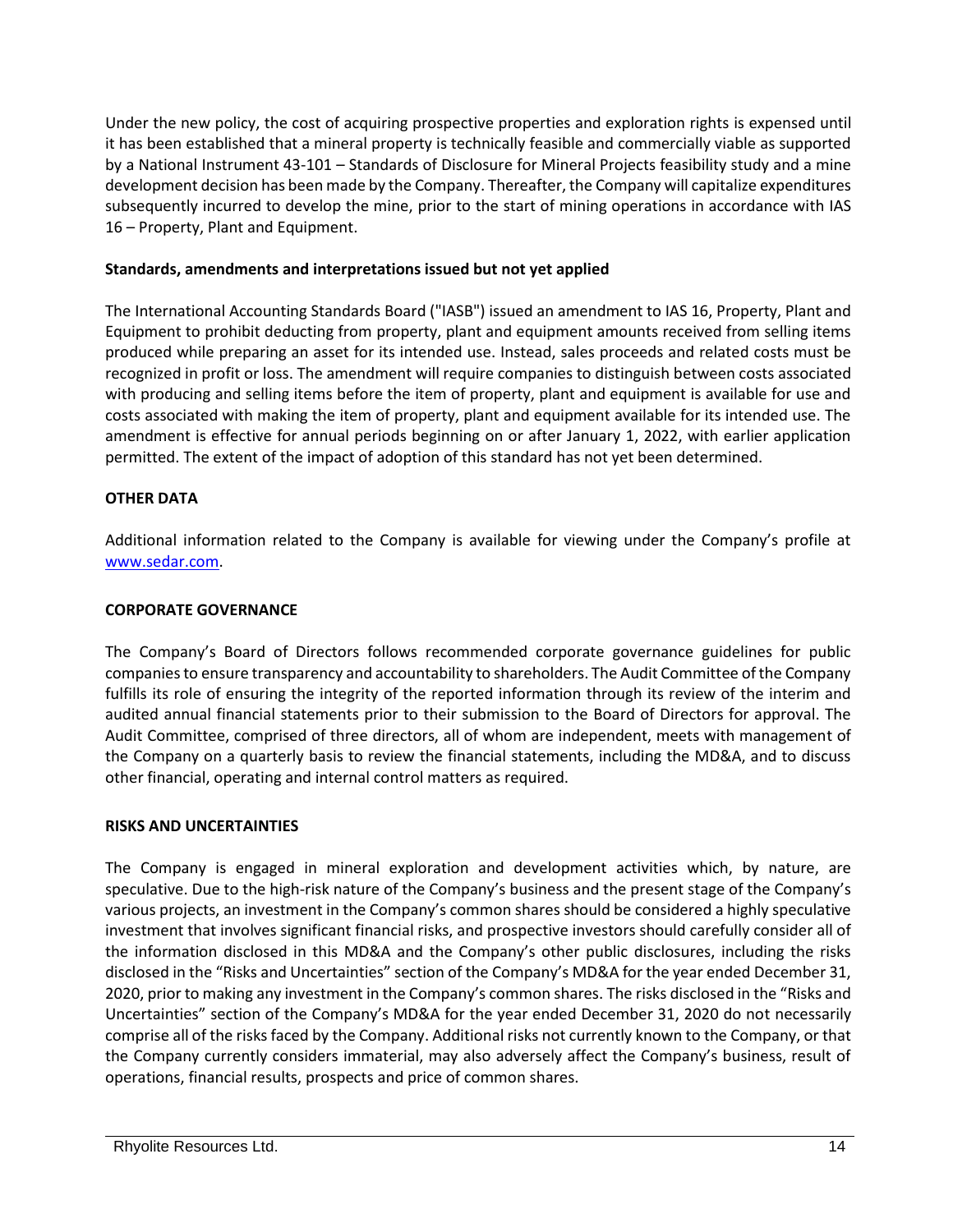Under the new policy, the cost of acquiring prospective properties and exploration rights is expensed until it has been established that a mineral property is technically feasible and commercially viable as supported by a National Instrument 43-101 – Standards of Disclosure for Mineral Projects feasibility study and a mine development decision has been made by the Company. Thereafter, the Company will capitalize expenditures subsequently incurred to develop the mine, prior to the start of mining operations in accordance with IAS 16 – Property, Plant and Equipment.

**Standards, amendments and interpretations issued but not yet applied**

The International Accounting Standards Board ("IASB") issued an amendment to IAS 16, Property, Plant and Equipment to prohibit deducting from property, plant and equipment amounts received from selling items produced while preparing an asset for its intended use. Instead, sales proceeds and related costs must be recognized in profit or loss. The amendment will require companies to distinguish between costs associated with producing and selling items before the item of property, plant and equipment is available for use and costs associated with making the item of property, plant and equipment available for its intended use. The amendment is effective for annual periods beginning on or after January 1, 2022, with earlier application permitted. The extent of the impact of adoption of this standard has not yet been determined.

## OTHER DATA

Additional information related to the Company is available for viewing under the Company's profile at www.sedar.com.

## CORPORATE GOVERNANCE

The Company's Board of Directors follows recommended corporate governance guidelines for public companies to ensure transparency and accountability to shareholders. The Audit Committee of the Company fulfills its role of ensuring the integrity of the reported information through its review of the interim and audited annual financial statements prior to their submission to the Board of Directors for approval. The Audit Committee, comprised of three directors, all of whom are independent, meets with management of the Company on a quarterly basis to review the financial statements, including the MD&A, and to discuss other financial, operating and internal control matters as required.

## RISKS AND UNCERTAINTIES

The Company is engaged in mineral exploration and development activities which, by nature, are speculative. Due to the high-risk nature of the Company's business and the present stage of the Company's various projects, an investment in the Company's common shares should be considered a highly speculative investment that involves significant financial risks, and prospective investors should carefully consider all of the information disclosed in this MD&A and the Company's other public disclosures, including the risks disclosed in the "Risks and Uncertainties" section of the Company's MD&A for the year ended December 31, 2020, prior to making any investment in the Company's common shares. The risks disclosed in the "Risks and Uncertainties" section of the Company's MD&A for the year ended December 31, 2020 do not necessarily comprise all of the risks faced by the Company. Additional risks not currently known to the Company, or that the Company currently considers immaterial, may also adversely affect the Company's business, result of operations, financial results, prospects and price of common shares.